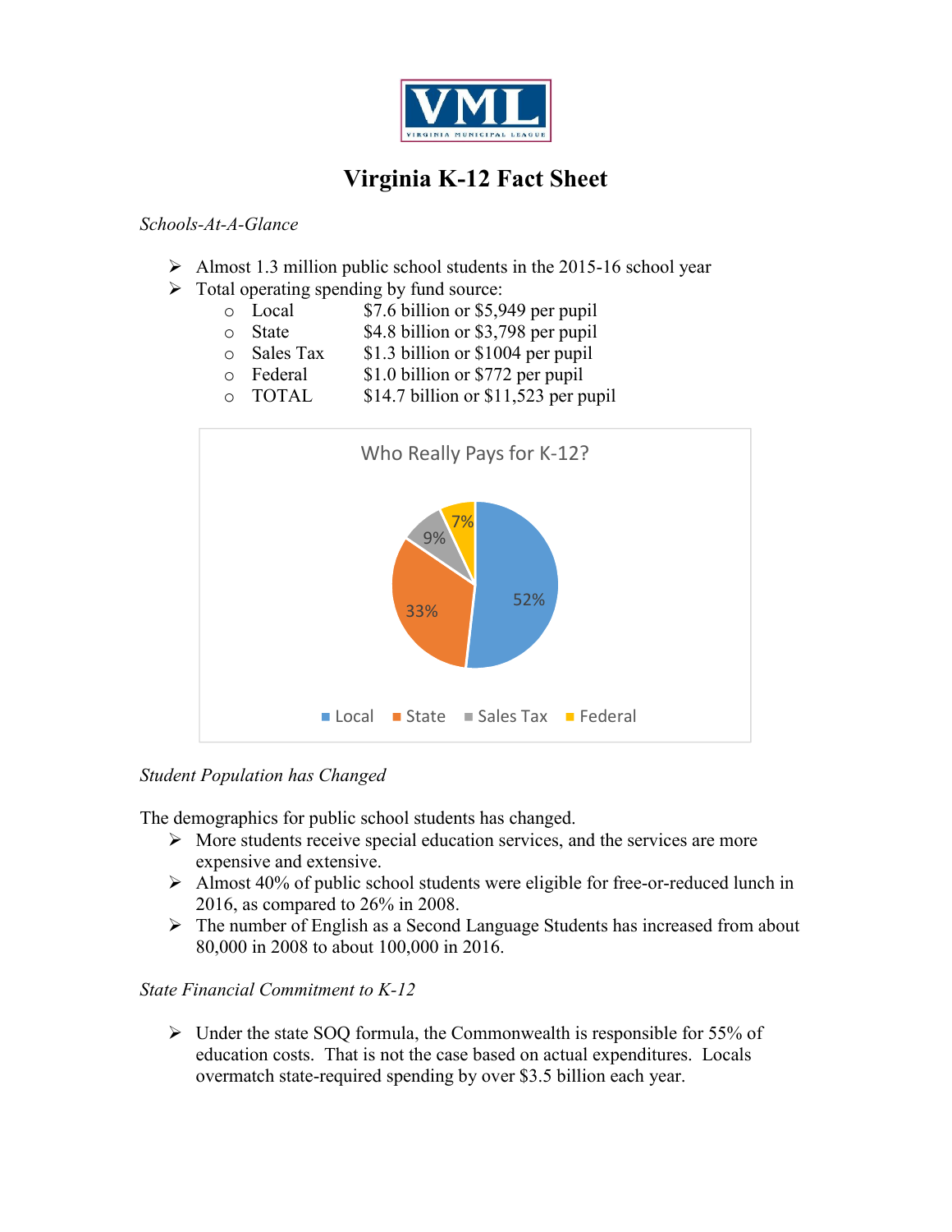VML

VIRGINIA MUNICIPAL LEAGUE

# Virginia K-12 Fact Sheet

*Schools-At-A-Glance*

- Almost 1.3 million public school students in the 2015-16 school year
- Total operating spending by fund source:
  - Local — $7.6 billion or $5,949 per pupil
  - State — $4.8 billion or $3,798 per pupil
  - Sales Tax — $1.3 billion or $1004 per pupil
  - Federal — $1.0 billion or $772 per pupil
  - TOTAL — $14.7 billion or $11,523 per pupil

**Who Really Pays for K-12?**

| Source | Share |
|---|---|
| Local | 52% |
| State | 33% |
| Sales Tax | 9% |
| Federal | 7% |

*Student Population has Changed*

The demographics for public school students has changed.

- More students receive special education services, and the services are more expensive and extensive.
- Almost 40% of public school students were eligible for free-or-reduced lunch in 2016, as compared to 26% in 2008.
- The number of English as a Second Language Students has increased from about 80,000 in 2008 to about 100,000 in 2016.

*State Financial Commitment to K-12*

- Under the state SOQ formula, the Commonwealth is responsible for 55% of education costs. That is not the case based on actual expenditures. Locals overmatch state-required spending by over $3.5 billion each year.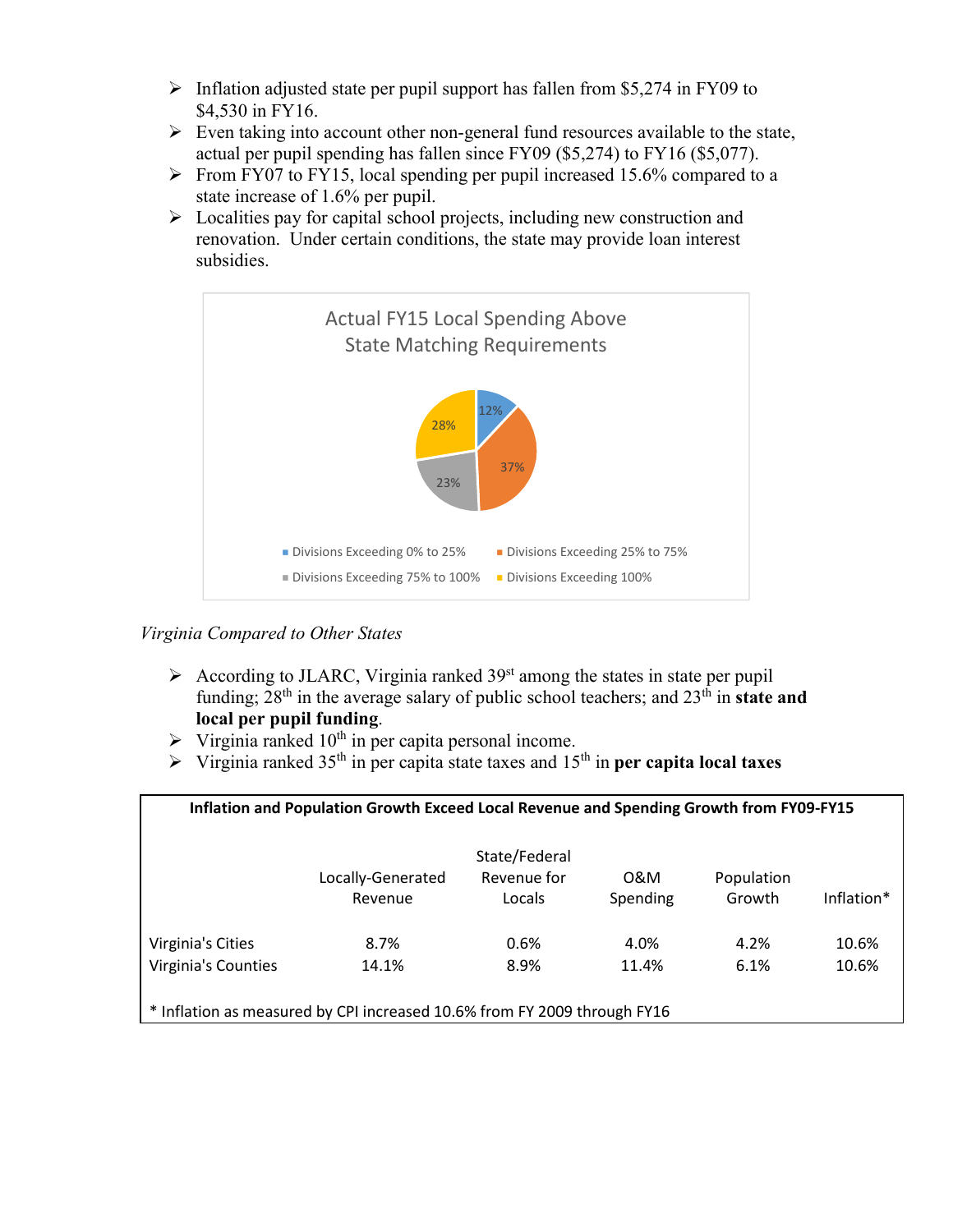- Inflation adjusted state per pupil support has fallen from $5,274 in FY09 to $4,530 in FY16.
- Even taking into account other non-general fund resources available to the state, actual per pupil spending has fallen since FY09 ($5,274) to FY16 ($5,077).
- From FY07 to FY15, local spending per pupil increased 15.6% compared to a state increase of 1.6% per pupil.
- Localities pay for capital school projects, including new construction and renovation. Under certain conditions, the state may provide loan interest subsidies.

Actual FY15 Local Spending Above State Matching Requirements

12%
37%
23%
28%

Divisions Exceeding 0% to 25%
Divisions Exceeding 25% to 75%
Divisions Exceeding 75% to 100%
Divisions Exceeding 100%

*Virginia Compared to Other States*

- According to JLARC, Virginia ranked 39st among the states in state per pupil funding; 28th in the average salary of public school teachers; and 23th in **state and local per pupil funding**.
- Virginia ranked 10th in per capita personal income.
- Virginia ranked 35th in per capita state taxes and 15th in **per capita local taxes**

**Inflation and Population Growth Exceed Local Revenue and Spending Growth from FY09-FY15**

| | Locally-Generated Revenue | State/Federal Revenue for Locals | O&M Spending | Population Growth | Inflation* |
|---|---|---|---|---|---|
| Virginia's Cities | 8.7% | 0.6% | 4.0% | 4.2% | 10.6% |
| Virginia's Counties | 14.1% | 8.9% | 11.4% | 6.1% | 10.6% |

\* Inflation as measured by CPI increased 10.6% from FY 2009 through FY16